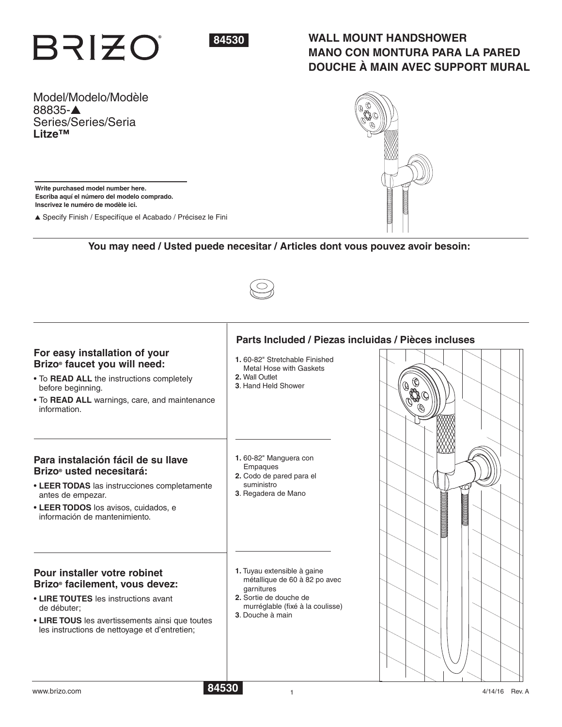# BRIZO®

84530

## WALL MOUNT HANDSHOWER
## MANO CON MONTURA PARA LA PARED
## DOUCHE À MAIN AVEC SUPPORT MURAL

Model/Modelo/Modèle
88835-▲
Series/Series/Seria
**Litze™**

**Write purchased model number here.**
**Escriba aquí el número del modelo comprado.**
**Inscrivez le numéro de modèle ici.**

▲ Specify Finish / Especifíque el Acabado / Précisez le Fini

**You may need / Usted puede necesitar / Articles dont vous pouvez avoir besoin:**

### For easy installation of your Brizo® faucet you will need:

- To **READ ALL** the instructions completely before beginning.
- To **READ ALL** warnings, care, and maintenance information.

### Para instalación fácil de su llave Brizo® usted necesitará:

- **LEER TODAS** las instrucciones completamente antes de empezar.
- **LEER TODOS** los avisos, cuidados, e información de mantenimiento.

### Pour installer votre robinet Brizo® facilement, vous devez:

- **LIRE TOUTES** les instructions avant de débuter;
- **LIRE TOUS** les avertissements ainsi que toutes les instructions de nettoyage et d'entretien;

## Parts Included / Piezas incluidas / Pièces incluses

1. 60-82" Stretchable Finished Metal Hose with Gaskets
2. Wall Outlet
3. Hand Held Shower

1. 60-82" Manguera con Empaques
2. Codo de pared para el suministro
3. Regadera de Mano

1. Tuyau extensible à gaine métallique de 60 à 82 po avec garnitures
2. Sortie de douche de murréglable (fixé à la coulisse)
3. Douche à main

www.brizo.com

84530

4/14/16 Rev. A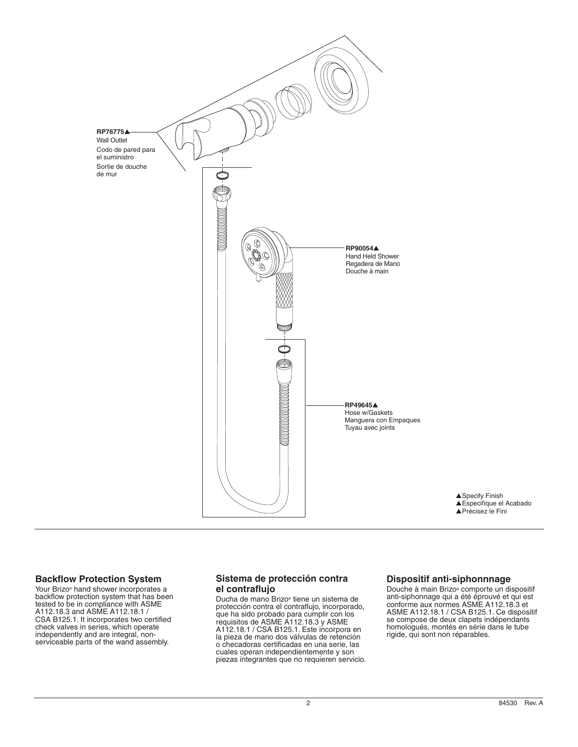**RP76775▲**
Wall Outlet
Codo de pared para el suministro
Sortie de douche de mur

**RP90054▲**
Hand Held Shower
Regadera de Mano
Douche à main

**RP49645▲**
Hose w/Gaskets
Manguera con Empaques
Tuyau avec joints

▲Specify Finish
▲Especifíque el Acabado
▲Précisez le Fini

## Backflow Protection System

Your Brizo® hand shower incorporates a backflow protection system that has been tested to be in compliance with ASME A112.18.3 and ASME A112.18.1 / CSA B125.1. It incorporates two certified check valves in series, which operate independently and are integral, non-serviceable parts of the wand assembly.

## Sistema de protección contra el contraflujo

Ducha de mano Brizo® tiene un sistema de protección contra el contraflujo, incorporado, que ha sido probado para cumplir con los requisitos de ASME A112.18.3 y ASME A112.18.1 / CSA B125.1. Este incorpora en la pieza de mano dos válvulas de retención o checadoras certificadas en una serie, las cuales operan independientemente y son piezas integrantes que no requieren servicio.

## Dispositif anti-siphonnnage

Douche à main Brizo® comporte un dispositif anti-siphonnage qui a été éprouvé et qui est conforme aux normes ASME A112.18.3 et ASME A112.18.1 / CSA B125.1. Ce dispositif se compose de deux clapets indépendants homologués, montés en série dans le tube rigide, qui sont non réparables.

84530 Rev. A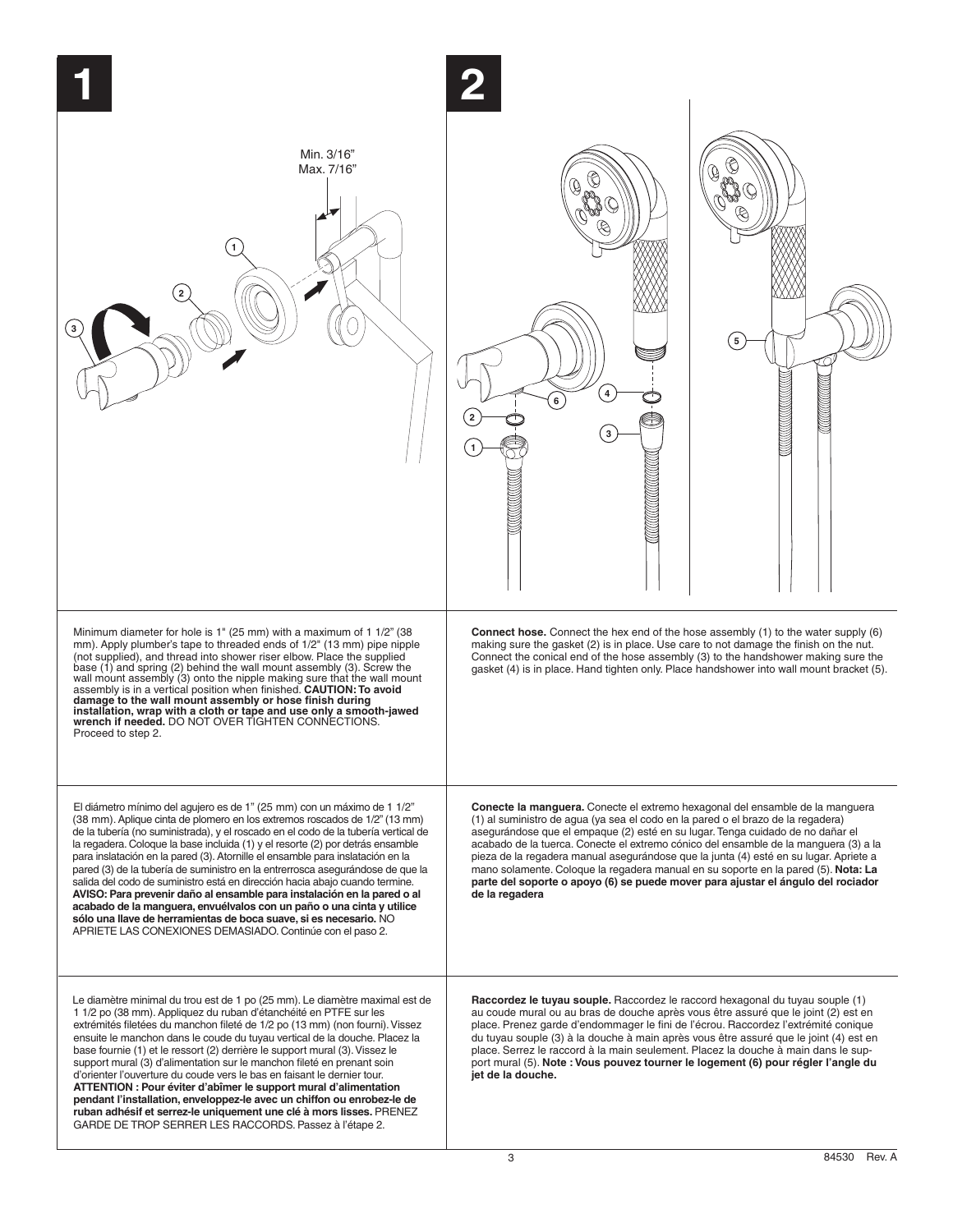# 1

Min. 3/16"
Max. 7/16"

Minimum diameter for hole is 1" (25 mm) with a maximum of 1 1/2" (38 mm). Apply plumber's tape to threaded ends of 1/2" (13 mm) pipe nipple (not supplied), and thread into shower riser elbow. Place the supplied base (1) and spring (2) behind the wall mount assembly (3). Screw the wall mount assembly (3) onto the nipple making sure that the wall mount assembly is in a vertical position when finished. **CAUTION: To avoid damage to the wall mount assembly or hose finish during installation, wrap with a cloth or tape and use only a smooth-jawed wrench if needed.** DO NOT OVER TIGHTEN CONNECTIONS. Proceed to step 2.

El diámetro mínimo del agujero es de 1" (25 mm) con un máximo de 1 1/2" (38 mm). Aplique cinta de plomero en los extremos roscados de 1/2" (13 mm) de la tubería (no suministrada), y el roscado en el codo de la tubería vertical de la regadera. Coloque la base incluida (1) y el resorte (2) por detrás ensamble para instalación en la pared (3). Atornille el ensamble para instalación en la pared (3) de la tubería de suministro en la entrerrosca asegurándose de que la salida del codo de suministro está en dirección hacia abajo cuando termine. **AVISO: Para prevenir daño al ensamble para instalación en la pared o al acabado de la manguera, envuélvalos con un paño o una cinta y utilice sólo una llave de herramientas de boca suave, si es necesario.** NO APRIETE LAS CONEXIONES DEMASIADO. Continúe con el paso 2.

Le diamètre minimal du trou est de 1 po (25 mm). Le diamètre maximal est de 1 1/2 po (38 mm). Appliquez du ruban d'étanchéité en PTFE sur les extrémités filetées du manchon fileté de 1/2 po (13 mm) (non fourni). Vissez ensuite le manchon dans le coude du tuyau vertical de la douche. Placez la base fournie (1) et le ressort (2) derrière le support mural (3). Vissez le support mural (3) d'alimentation sur le manchon fileté en prenant soin d'orienter l'ouverture du coude vers le bas en faisant le dernier tour. **ATTENTION : Pour éviter d'abîmer le support mural d'alimentation pendant l'installation, enveloppez-le avec un chiffon ou enrobez-le de ruban adhésif et serrez-le uniquement une clé à mors lisses.** PRENEZ GARDE DE TROP SERRER LES RACCORDS. Passez à l'étape 2.

# 2

**Connect hose.** Connect the hex end of the hose assembly (1) to the water supply (6) making sure the gasket (2) is in place. Use care to not damage the finish on the nut. Connect the conical end of the hose assembly (3) to the handshower making sure the gasket (4) is in place. Hand tighten only. Place handshower into wall mount bracket (5).

**Conecte la manguera.** Conecte el extremo hexagonal del ensamble de la manguera (1) al suministro de agua (ya sea el codo en la pared o el brazo de la regadera) asegurándose que el empaque (2) esté en su lugar. Tenga cuidado de no dañar el acabado de la tuerca. Conecte el extremo cónico del ensamble de la manguera (3) a la pieza de la regadera manual asegurándose que la junta (4) esté en su lugar. Apriete a mano solamente. Coloque la regadera manual en su soporte en la pared (5). **Nota: La parte del soporte o apoyo (6) se puede mover para ajustar el ángulo del rociador de la regadera**

**Raccordez le tuyau souple.** Raccordez le raccord hexagonal du tuyau souple (1) au coude mural ou au bras de douche après vous être assuré que le joint (2) est en place. Prenez garde d'endommager le fini de l'écrou. Raccordez l'extrémité conique du tuyau souple (3) à la douche à main après vous être assuré que le joint (4) est en place. Serrez le raccord à la main seulement. Placez la douche à main dans le support mural (5). **Note : Vous pouvez tourner le logement (6) pour régler l'angle du jet de la douche.**

84530 Rev. A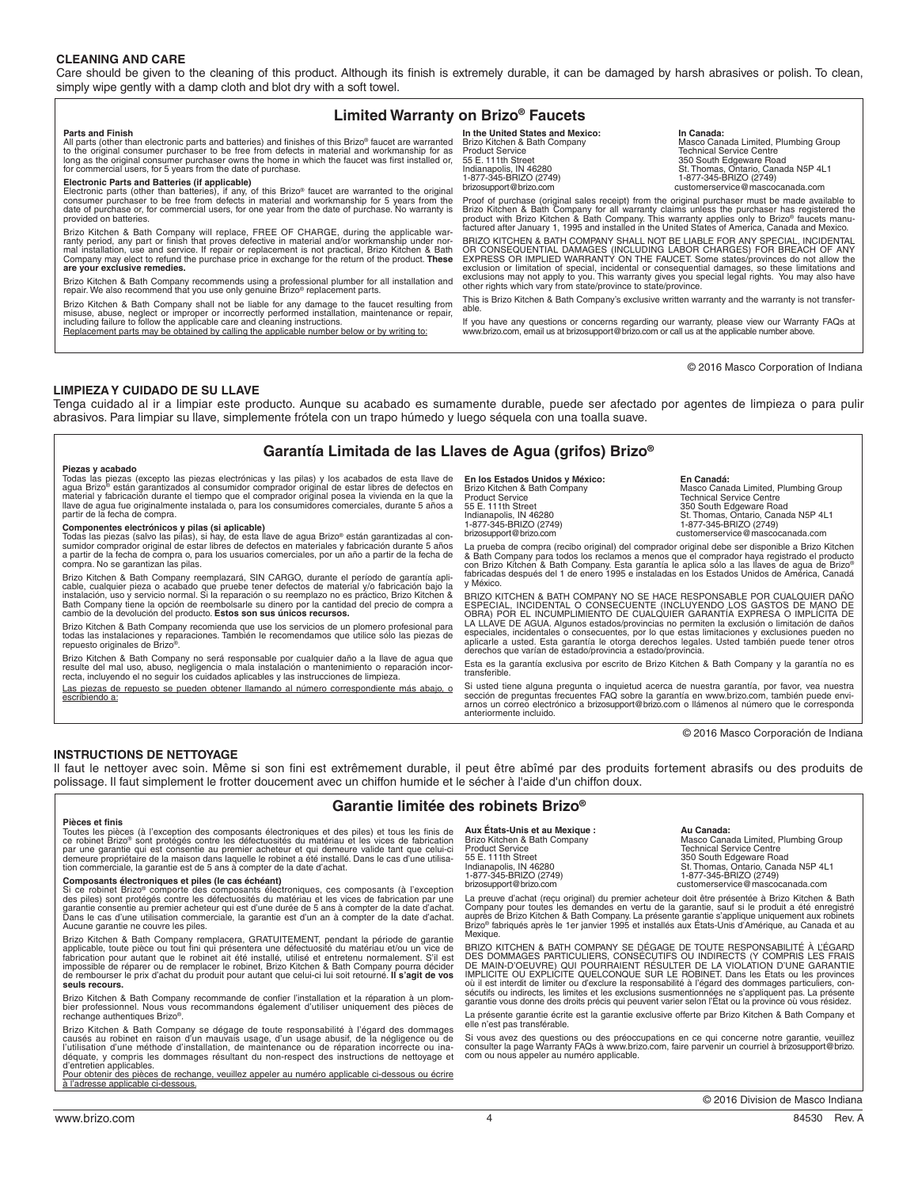## CLEANING AND CARE

Care should be given to the cleaning of this product. Although its finish is extremely durable, it can be damaged by harsh abrasives or polish. To clean, simply wipe gently with a damp cloth and blot dry with a soft towel.

## Limited Warranty on Brizo® Faucets

**Parts and Finish**
All parts (other than electronic parts and batteries) and finishes of this Brizo® faucet are warranted to the original consumer purchaser to be free from defects in material and workmanship for as long as the original consumer purchaser owns the home in which the faucet was first installed or, for commercial users, for 5 years from the date of purchase.

**Electronic Parts and Batteries (if applicable)**
Electronic parts (other than batteries), if any, of this Brizo® faucet are warranted to the original consumer purchaser to be free from defects in material and workmanship for 5 years from the date of purchase or, for commercial users, for one year from the date of purchase. No warranty is provided on batteries.

Brizo Kitchen & Bath Company will replace, FREE OF CHARGE, during the applicable warranty period, any part or finish that proves defective in material and/or workmanship under normal installation, use and service. If repair or replacement is not practical, Brizo Kitchen & Bath Company may elect to refund the purchase price in exchange for the return of the product. **These are your exclusive remedies.**

Brizo Kitchen & Bath Company recommends using a professional plumber for all installation and repair. We also recommend that you use only genuine Brizo® replacement parts.

Brizo Kitchen & Bath Company shall not be liable for any damage to the faucet resulting from misuse, abuse, neglect or improper or incorrectly performed installation, maintenance or repair, including failure to follow the applicable care and cleaning instructions.
Replacement parts may be obtained by calling the applicable number below or by writing to:

**In the United States and Mexico:**
Brizo Kitchen & Bath Company
Product Service
55 E. 111th Street
Indianapolis, IN 46280
1-877-345-BRIZO (2749)
brizosupport@brizo.com

**In Canada:**
Masco Canada Limited, Plumbing Group
Technical Service Centre
350 South Edgeware Road
St. Thomas, Ontario, Canada N5P 4L1
1-877-345-BRIZO (2749)
customerservice@mascocanada.com

Proof of purchase (original sales receipt) from the original purchaser must be made available to Brizo Kitchen & Bath Company for all warranty claims unless the purchaser has registered the product with Brizo Kitchen & Bath Company. This warranty applies only to Brizo® faucets manufactured after January 1, 1995 and installed in the United States of America, Canada and Mexico.

BRIZO KITCHEN & BATH COMPANY SHALL NOT BE LIABLE FOR ANY SPECIAL, INCIDENTAL OR CONSEQUENTIAL DAMAGES (INCLUDING LABOR CHARGES) FOR BREACH OF ANY EXPRESS OR IMPLIED WARRANTY ON THE FAUCET. Some states/provinces do not allow the exclusion or limitation of special, incidental or consequential damages, so these limitations and exclusions may not apply to you. This warranty gives you special legal rights. You may also have other rights which vary from state/province to state/province.

This is Brizo Kitchen & Bath Company's exclusive written warranty and the warranty is not transferable.

If you have any questions or concerns regarding our warranty, please view our Warranty FAQs at www.brizo.com, email us at brizosupport@brizo.com or call us at the applicable number above.

© 2016 Masco Corporation of Indiana

## LIMPIEZA Y CUIDADO DE SU LLAVE

Tenga cuidado al ir a limpiar este producto. Aunque su acabado es sumamente durable, puede ser afectado por agentes de limpieza o para pulir abrasivos. Para limpiar su llave, simplemente frótela con un trapo húmedo y luego séquela con una toalla suave.

## Garantía Limitada de las Llaves de Agua (grifos) Brizo®

**Piezas y acabado**
Todas las piezas (excepto las piezas electrónicas y las pilas) y los acabados de esta llave de agua Brizo® están garantizados al consumidor comprador original de estar libres de defectos en material y fabricación durante el tiempo que el comprador original posea la vivienda en la que la llave de agua fue originalmente instalada o, para los consumidores comerciales, durante 5 años a partir de la fecha de compra.

**Componentes electrónicos y pilas (si aplicable)**
Todas las piezas (salvo las pilas), si hay, de esta llave de agua Brizo® están garantizadas al consumidor comprador original de estar libres de defectos en materiales y fabricación durante 5 años a partir de la fecha de compra o, para los usuarios comerciales, por un año a partir de la fecha de compra. No se garantizan las pilas.

Brizo Kitchen & Bath Company reemplazará, SIN CARGO, durante el período de garantía aplicable, cualquier pieza o acabado que pruebe tener defectos de material y/o fabricación bajo la instalación, uso y servicio normal. Si la reparación o su reemplazo no es práctico, Brizo Kitchen & Bath Company tiene la opción de reembolsarle su dinero por la cantidad del precio de compra a cambio de la devolución del producto. **Estos son sus únicos recursos.**

Brizo Kitchen & Bath Company recomienda que use los servicios de un plomero profesional para todas las instalaciones y reparaciones. También le recomendamos que utilice sólo las piezas de repuesto originales de Brizo®.

Brizo Kitchen & Bath Company no será responsable por cualquier daño a la llave de agua que resulte del mal uso, abuso, negligencia o mala instalación o mantenimiento o reparación incorrecta, incluyendo el no seguir los cuidados aplicables y las instrucciones de limpieza.

Las piezas de repuesto se pueden obtener llamando al número correspondiente más abajo, o escribiendo a:

**En los Estados Unidos y México:**
Brizo Kitchen & Bath Company
Product Service
55 E. 111th Street
Indianapolis, IN 46280
1-877-345-BRIZO (2749)
brizosupport@brizo.com

**En Canadá:**
Masco Canada Limited, Plumbing Group
Technical Service Centre
350 South Edgeware Road
St. Thomas, Ontario, Canada N5P 4L1
1-877-345-BRIZO (2749)
customerservice@mascocanada.com

La prueba de compra (recibo original) del comprador original debe ser disponible a Brizo Kitchen & Bath Company para todos los reclamos a menos que el comprador haya registrado el producto con Brizo Kitchen & Bath Company. Esta garantía le aplica sólo a las llaves de agua de Brizo® fabricadas después del 1 de enero 1995 e instaladas en los Estados Unidos de América, Canadá y México.

BRIZO KITCHEN & BATH COMPANY NO SE HACE RESPONSABLE POR CUALQUIER DAÑO ESPECIAL, INCIDENTAL O CONSECUENTE (INCLUYENDO LOS GASTOS DE MANO DE OBRA) POR EL INCUMPLIMIENTO DE CUALQUIER GARANTÍA EXPRESA O IMPLÍCITA DE LA LLAVE DE AGUA. Algunos estados/provincias no permiten la exclusión o limitación de daños especiales, incidentales o consecuentes, por lo que estas limitaciones y exclusiones pueden no aplicarle a usted. Esta garantía le otorga derechos legales. Usted también puede tener otros derechos que varían de estado/provincia a estado/provincia.

Esta es la garantía exclusiva por escrito de Brizo Kitchen & Bath Company y la garantía no es transferible.

Si usted tiene alguna pregunta o inquietud acerca de nuestra garantía, por favor, vea nuestra sección de preguntas frecuentes FAQ sobre la garantía en www.brizo.com, también puede enviarnos un correo electrónico a brizosupport@brizo.com o llámenos al número que le corresponda anteriormente incluido.

© 2016 Masco Corporación de Indiana

## INSTRUCTIONS DE NETTOYAGE

Il faut le nettoyer avec soin. Même si son fini est extrêmement durable, il peut être abîmé par des produits fortement abrasifs ou des produits de polissage. Il faut simplement le frotter doucement avec un chiffon humide et le sécher à l'aide d'un chiffon doux.

## Garantie limitée des robinets Brizo®

**Pièces et finis**
Toutes les pièces (à l'exception des composants électroniques et des piles) et tous les finis de ce robinet Brizo® sont protégés contre les défectuosités du matériau et les vices de fabrication par une garantie qui est consentie au premier acheteur et qui demeure valide tant que celui-ci demeure propriétaire de la maison dans laquelle le robinet a été installé. Dans le cas d'une utilisation commerciale, la garantie est de 5 ans à compter de la date d'achat.

**Composants électroniques et piles (le cas échéant)**
Si ce robinet Brizo® comporte des composants électroniques, ces composants (à l'exception des piles) sont protégés contre les défectuosités du matériau et les vices de fabrication par une garantie consentie au premier acheteur qui est d'une durée de 5 ans à compter de la date d'achat. Dans le cas d'une utilisation commerciale, la garantie est d'un an à compter de la date d'achat. Aucune garantie ne couvre les piles.

Brizo Kitchen & Bath Company remplacera, GRATUITEMENT, pendant la période de garantie applicable, toute pièce ou tout fini qui présentera une défectuosité du matériau et/ou un vice de fabrication pour autant que le robinet ait été installé, utilisé et entretenu normalement. S'il est impossible de réparer ou de remplacer le robinet, Brizo Kitchen & Bath Company pourra décider de rembourser le prix d'achat du produit pour autant que celui-ci lui soit retourné. **Il s'agit de vos seuls recours.**

Brizo Kitchen & Bath Company recommande de confier l'installation et la réparation à un plombier professionnel. Nous vous recommandons également d'utiliser uniquement des pièces de rechange authentiques Brizo®.

Brizo Kitchen & Bath Company se dégage de toute responsabilité à l'égard des dommages causés au robinet en raison d'un mauvais usage, d'un usage abusif, de la négligence ou de l'utilisation d'une méthode d'installation, de maintenance ou de réparation incorrecte ou inadéquate, y compris les dommages résultant du non-respect des instructions de nettoyage et d'entretien applicables.
Pour obtenir des pièces de rechange, veuillez appeler au numéro applicable ci-dessous ou écrire à l'adresse applicable ci-dessous.

**Aux États-Unis et au Mexique :**
Brizo Kitchen & Bath Company
Product Service
55 E. 111th Street
Indianapolis, IN 46280
1-877-345-BRIZO (2749)
brizosupport@brizo.com

**Au Canada:**
Masco Canada Limited, Plumbing Group
Technical Service Centre
350 South Edgeware Road
St. Thomas, Ontario, Canada N5P 4L1
1-877-345-BRIZO (2749)
customerservice@mascocanada.com

La preuve d'achat (reçu original) du premier acheteur doit être présentée à Brizo Kitchen & Bath Company pour toutes les demandes en vertu de la garantie, sauf si le produit a été enregistré auprès de Brizo Kitchen & Bath Company. La présente garantie s'applique uniquement aux robinets Brizo® fabriqués après le 1er janvier 1995 et installés aux États-Unis d'Amérique, au Canada et au Mexique.

BRIZO KITCHEN & BATH COMPANY SE DÉGAGE DE TOUTE RESPONSABILITÉ À L'ÉGARD DES DOMMAGES PARTICULIERS, CONSÉCUTIFS OU INDIRECTS (Y COMPRIS LES FRAIS DE MAIN-D'OEUVRE) QUI POURRAIENT RÉSULTER DE LA VIOLATION D'UNE GARANTIE IMPLICITE OU EXPLICITE QUELCONQUE SUR LE ROBINET. Dans les États ou les provinces où il est interdit de limiter ou d'exclure la responsabilité à l'égard des dommages particuliers, consécutifs ou indirects, les limites et les exclusions susmentionnées ne s'appliquent pas. La présente garantie vous donne des droits précis qui peuvent varier selon l'État ou la province où vous résidez.

La présente garantie écrite est la garantie exclusive offerte par Brizo Kitchen & Bath Company et elle n'est pas transférable.

Si vous avez des questions ou des préoccupations en ce qui concerne notre garantie, veuillez consulter la page Warranty FAQs à www.brizo.com, faire parvenir un courriel à brizosupport@brizo.com ou nous appeler au numéro applicable.

© 2016 Division de Masco Indiana

www.brizo.com    84530 Rev. A